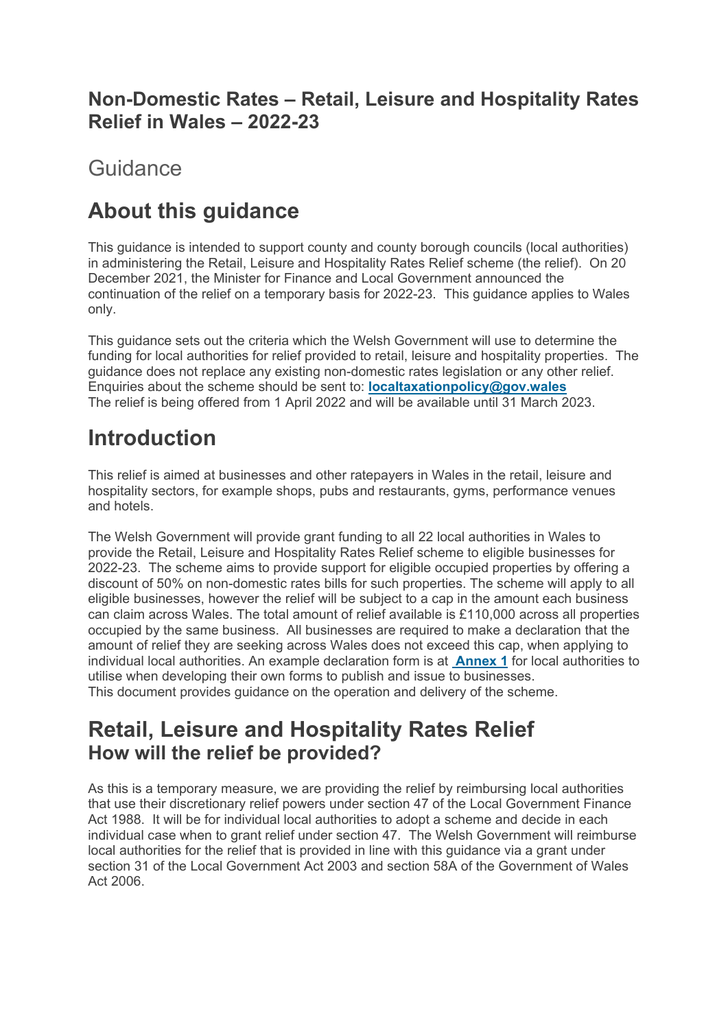# Non-Domestic Rates – Retail, Leisure and Hospitality Rates Relief in Wales – 2022-23

Guidance

## About this guidance

This guidance is intended to support county and county borough councils (local authorities) in administering the Retail, Leisure and Hospitality Rates Relief scheme (the relief). On 20 December 2021, the Minister for Finance and Local Government announced the continuation of the relief on a temporary basis for 2022-23. This guidance applies to Wales only.

This guidance sets out the criteria which the Welsh Government will use to determine the funding for local authorities for relief provided to retail, leisure and hospitality properties. The guidance does not replace any existing non-domestic rates legislation or any other relief. Enquiries about the scheme should be sent to: **localtaxationpolicy@gov.wales**
The relief is being offered from 1 April 2022 and will be available until 31 March 2023.

## Introduction

This relief is aimed at businesses and other ratepayers in Wales in the retail, leisure and hospitality sectors, for example shops, pubs and restaurants, gyms, performance venues and hotels.

The Welsh Government will provide grant funding to all 22 local authorities in Wales to provide the Retail, Leisure and Hospitality Rates Relief scheme to eligible businesses for 2022-23. The scheme aims to provide support for eligible occupied properties by offering a discount of 50% on non-domestic rates bills for such properties. The scheme will apply to all eligible businesses, however the relief will be subject to a cap in the amount each business can claim across Wales. The total amount of relief available is £110,000 across all properties occupied by the same business. All businesses are required to make a declaration that the amount of relief they are seeking across Wales does not exceed this cap, when applying to individual local authorities. An example declaration form is at **Annex 1** for local authorities to utilise when developing their own forms to publish and issue to businesses.
This document provides guidance on the operation and delivery of the scheme.

## Retail, Leisure and Hospitality Rates Relief

### How will the relief be provided?

As this is a temporary measure, we are providing the relief by reimbursing local authorities that use their discretionary relief powers under section 47 of the Local Government Finance Act 1988. It will be for individual local authorities to adopt a scheme and decide in each individual case when to grant relief under section 47. The Welsh Government will reimburse local authorities for the relief that is provided in line with this guidance via a grant under section 31 of the Local Government Act 2003 and section 58A of the Government of Wales Act 2006.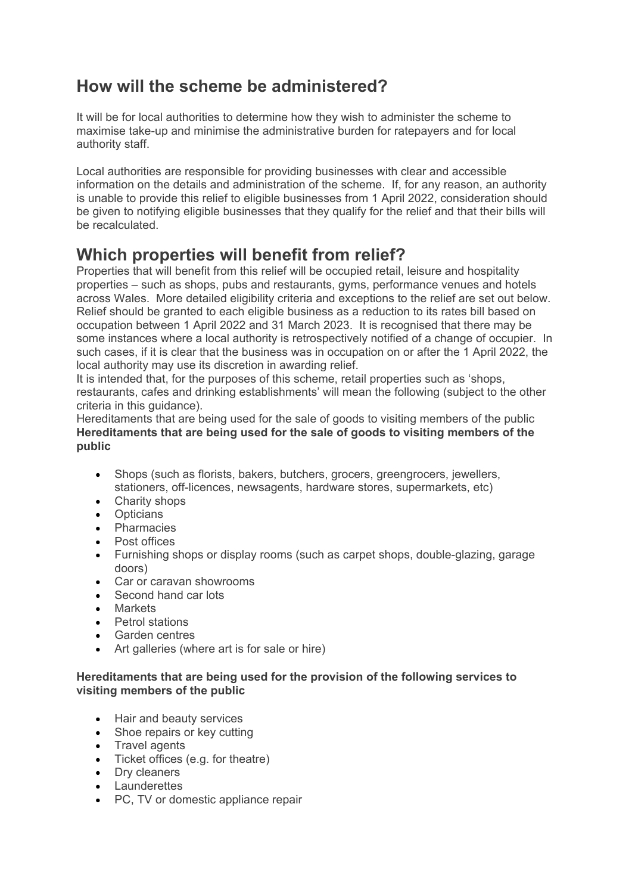## How will the scheme be administered?

It will be for local authorities to determine how they wish to administer the scheme to maximise take-up and minimise the administrative burden for ratepayers and for local authority staff.

Local authorities are responsible for providing businesses with clear and accessible information on the details and administration of the scheme. If, for any reason, an authority is unable to provide this relief to eligible businesses from 1 April 2022, consideration should be given to notifying eligible businesses that they qualify for the relief and that their bills will be recalculated.

## Which properties will benefit from relief?

Properties that will benefit from this relief will be occupied retail, leisure and hospitality properties – such as shops, pubs and restaurants, gyms, performance venues and hotels across Wales. More detailed eligibility criteria and exceptions to the relief are set out below. Relief should be granted to each eligible business as a reduction to its rates bill based on occupation between 1 April 2022 and 31 March 2023. It is recognised that there may be some instances where a local authority is retrospectively notified of a change of occupier. In such cases, if it is clear that the business was in occupation on or after the 1 April 2022, the local authority may use its discretion in awarding relief.

It is intended that, for the purposes of this scheme, retail properties such as 'shops, restaurants, cafes and drinking establishments' will mean the following (subject to the other criteria in this guidance).

Hereditaments that are being used for the sale of goods to visiting members of the public

**Hereditaments that are being used for the sale of goods to visiting members of the public**

- Shops (such as florists, bakers, butchers, grocers, greengrocers, jewellers, stationers, off-licences, newsagents, hardware stores, supermarkets, etc)
- Charity shops
- Opticians
- Pharmacies
- Post offices
- Furnishing shops or display rooms (such as carpet shops, double-glazing, garage doors)
- Car or caravan showrooms
- Second hand car lots
- Markets
- Petrol stations
- Garden centres
- Art galleries (where art is for sale or hire)

**Hereditaments that are being used for the provision of the following services to visiting members of the public**

- Hair and beauty services
- Shoe repairs or key cutting
- Travel agents
- Ticket offices (e.g. for theatre)
- Dry cleaners
- Launderettes
- PC, TV or domestic appliance repair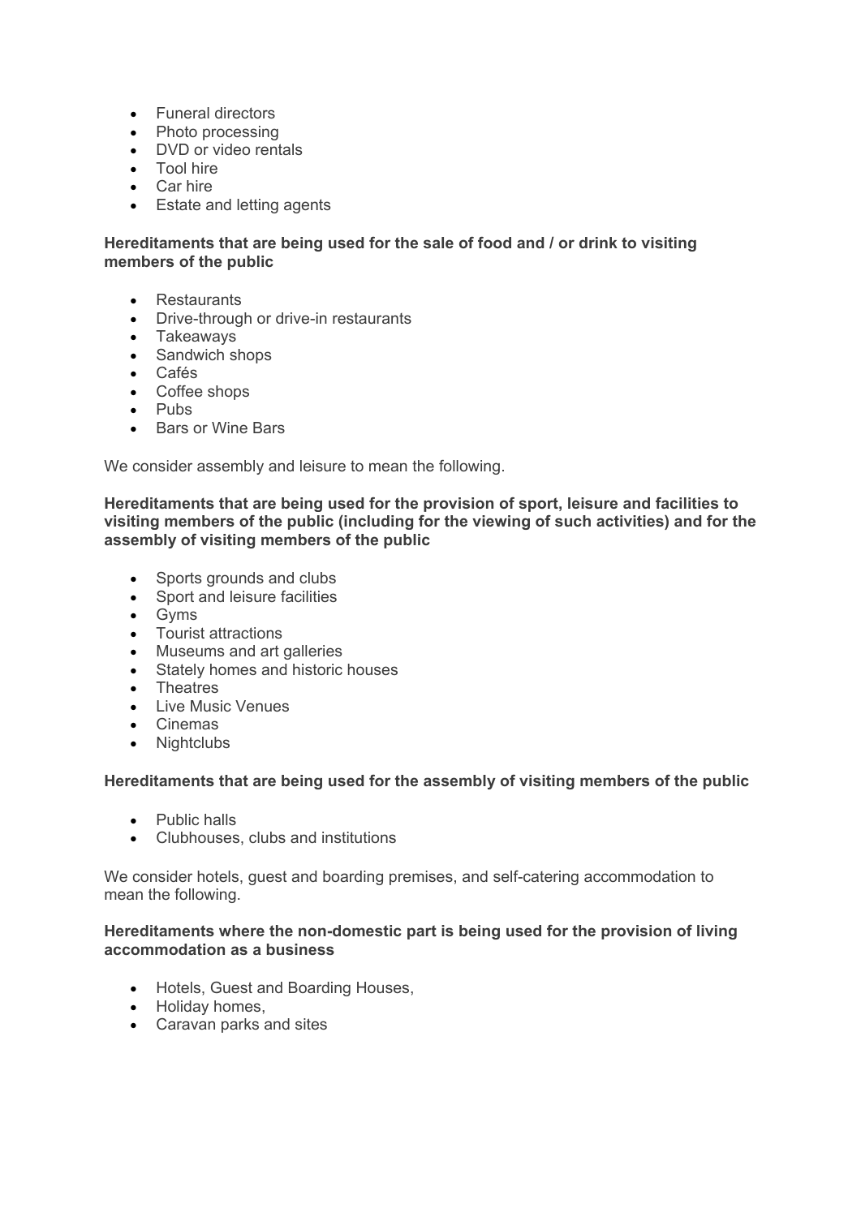- Funeral directors
- Photo processing
- DVD or video rentals
- Tool hire
- Car hire
- Estate and letting agents

**Hereditaments that are being used for the sale of food and / or drink to visiting members of the public**

- Restaurants
- Drive-through or drive-in restaurants
- Takeaways
- Sandwich shops
- Cafés
- Coffee shops
- Pubs
- Bars or Wine Bars

We consider assembly and leisure to mean the following.

**Hereditaments that are being used for the provision of sport, leisure and facilities to visiting members of the public (including for the viewing of such activities) and for the assembly of visiting members of the public**

- Sports grounds and clubs
- Sport and leisure facilities
- Gyms
- Tourist attractions
- Museums and art galleries
- Stately homes and historic houses
- Theatres
- Live Music Venues
- Cinemas
- Nightclubs

**Hereditaments that are being used for the assembly of visiting members of the public**

- Public halls
- Clubhouses, clubs and institutions

We consider hotels, guest and boarding premises, and self-catering accommodation to mean the following.

**Hereditaments where the non-domestic part is being used for the provision of living accommodation as a business**

- Hotels, Guest and Boarding Houses,
- Holiday homes,
- Caravan parks and sites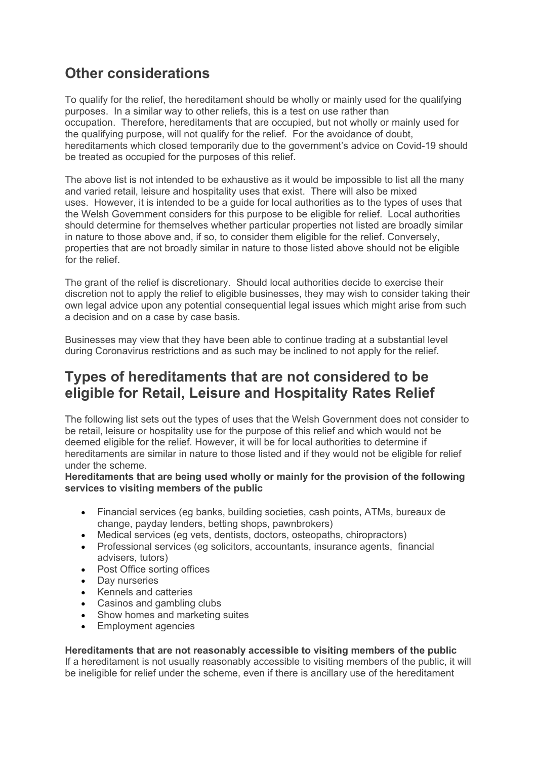## Other considerations

To qualify for the relief, the hereditament should be wholly or mainly used for the qualifying purposes. In a similar way to other reliefs, this is a test on use rather than occupation. Therefore, hereditaments that are occupied, but not wholly or mainly used for the qualifying purpose, will not qualify for the relief. For the avoidance of doubt, hereditaments which closed temporarily due to the government's advice on Covid-19 should be treated as occupied for the purposes of this relief.

The above list is not intended to be exhaustive as it would be impossible to list all the many and varied retail, leisure and hospitality uses that exist. There will also be mixed uses. However, it is intended to be a guide for local authorities as to the types of uses that the Welsh Government considers for this purpose to be eligible for relief. Local authorities should determine for themselves whether particular properties not listed are broadly similar in nature to those above and, if so, to consider them eligible for the relief. Conversely, properties that are not broadly similar in nature to those listed above should not be eligible for the relief.

The grant of the relief is discretionary. Should local authorities decide to exercise their discretion not to apply the relief to eligible businesses, they may wish to consider taking their own legal advice upon any potential consequential legal issues which might arise from such a decision and on a case by case basis.

Businesses may view that they have been able to continue trading at a substantial level during Coronavirus restrictions and as such may be inclined to not apply for the relief.

## Types of hereditaments that are not considered to be eligible for Retail, Leisure and Hospitality Rates Relief

The following list sets out the types of uses that the Welsh Government does not consider to be retail, leisure or hospitality use for the purpose of this relief and which would not be deemed eligible for the relief. However, it will be for local authorities to determine if hereditaments are similar in nature to those listed and if they would not be eligible for relief under the scheme.

**Hereditaments that are being used wholly or mainly for the provision of the following services to visiting members of the public**

- Financial services (eg banks, building societies, cash points, ATMs, bureaux de change, payday lenders, betting shops, pawnbrokers)
- Medical services (eg vets, dentists, doctors, osteopaths, chiropractors)
- Professional services (eg solicitors, accountants, insurance agents, financial advisers, tutors)
- Post Office sorting offices
- Day nurseries
- Kennels and catteries
- Casinos and gambling clubs
- Show homes and marketing suites
- Employment agencies

**Hereditaments that are not reasonably accessible to visiting members of the public**
If a hereditament is not usually reasonably accessible to visiting members of the public, it will be ineligible for relief under the scheme, even if there is ancillary use of the hereditament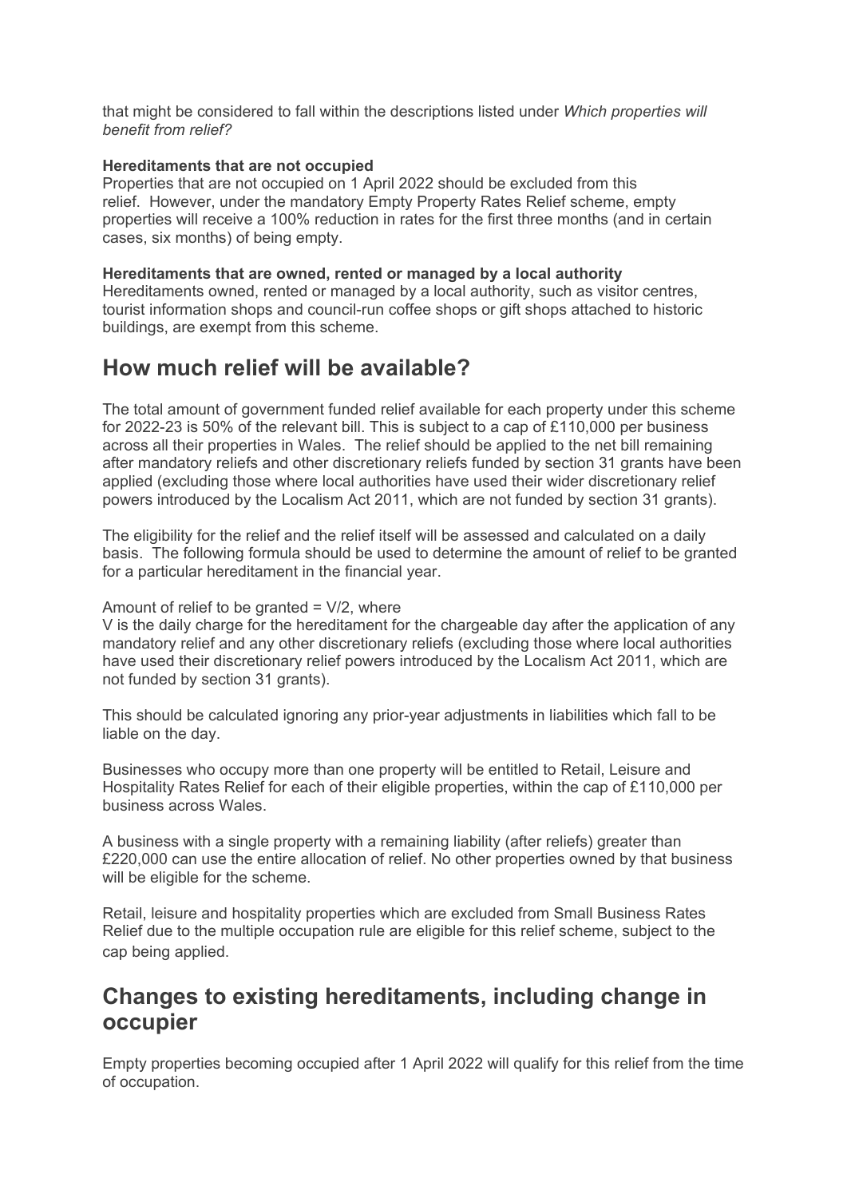that might be considered to fall within the descriptions listed under *Which properties will benefit from relief?*

**Hereditaments that are not occupied**
Properties that are not occupied on 1 April 2022 should be excluded from this relief. However, under the mandatory Empty Property Rates Relief scheme, empty properties will receive a 100% reduction in rates for the first three months (and in certain cases, six months) of being empty.

**Hereditaments that are owned, rented or managed by a local authority**
Hereditaments owned, rented or managed by a local authority, such as visitor centres, tourist information shops and council-run coffee shops or gift shops attached to historic buildings, are exempt from this scheme.

## How much relief will be available?

The total amount of government funded relief available for each property under this scheme for 2022-23 is 50% of the relevant bill. This is subject to a cap of £110,000 per business across all their properties in Wales. The relief should be applied to the net bill remaining after mandatory reliefs and other discretionary reliefs funded by section 31 grants have been applied (excluding those where local authorities have used their wider discretionary relief powers introduced by the Localism Act 2011, which are not funded by section 31 grants).

The eligibility for the relief and the relief itself will be assessed and calculated on a daily basis. The following formula should be used to determine the amount of relief to be granted for a particular hereditament in the financial year.

Amount of relief to be granted = $V/2$, where
$V$ is the daily charge for the hereditament for the chargeable day after the application of any mandatory relief and any other discretionary reliefs (excluding those where local authorities have used their discretionary relief powers introduced by the Localism Act 2011, which are not funded by section 31 grants).

This should be calculated ignoring any prior-year adjustments in liabilities which fall to be liable on the day.

Businesses who occupy more than one property will be entitled to Retail, Leisure and Hospitality Rates Relief for each of their eligible properties, within the cap of £110,000 per business across Wales.

A business with a single property with a remaining liability (after reliefs) greater than £220,000 can use the entire allocation of relief. No other properties owned by that business will be eligible for the scheme.

Retail, leisure and hospitality properties which are excluded from Small Business Rates Relief due to the multiple occupation rule are eligible for this relief scheme, subject to the cap being applied.

## Changes to existing hereditaments, including change in occupier

Empty properties becoming occupied after 1 April 2022 will qualify for this relief from the time of occupation.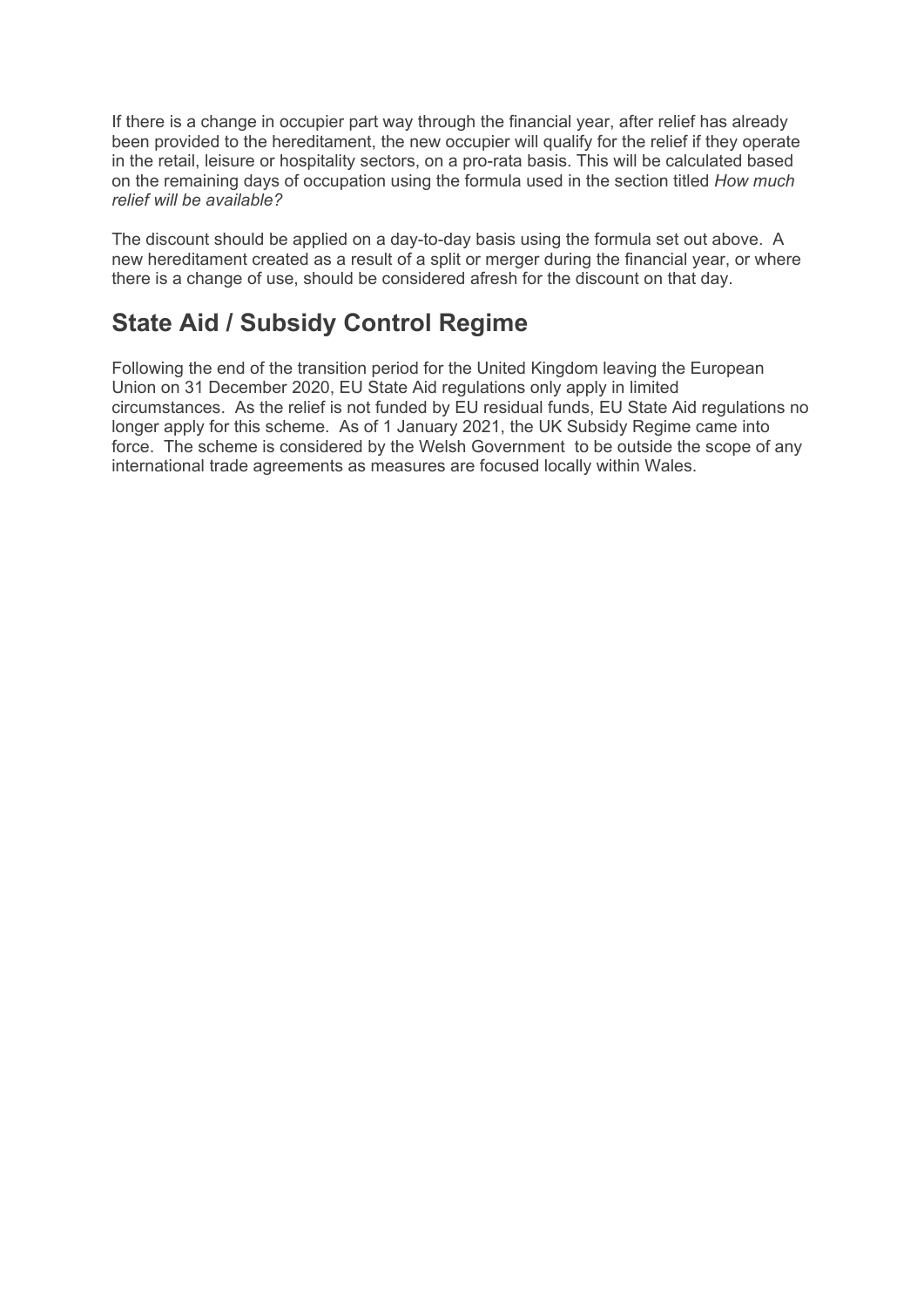If there is a change in occupier part way through the financial year, after relief has already been provided to the hereditament, the new occupier will qualify for the relief if they operate in the retail, leisure or hospitality sectors, on a pro-rata basis. This will be calculated based on the remaining days of occupation using the formula used in the section titled *How much relief will be available?*

The discount should be applied on a day-to-day basis using the formula set out above. A new hereditament created as a result of a split or merger during the financial year, or where there is a change of use, should be considered afresh for the discount on that day.

## State Aid / Subsidy Control Regime

Following the end of the transition period for the United Kingdom leaving the European Union on 31 December 2020, EU State Aid regulations only apply in limited circumstances. As the relief is not funded by EU residual funds, EU State Aid regulations no longer apply for this scheme. As of 1 January 2021, the UK Subsidy Regime came into force. The scheme is considered by the Welsh Government to be outside the scope of any international trade agreements as measures are focused locally within Wales.